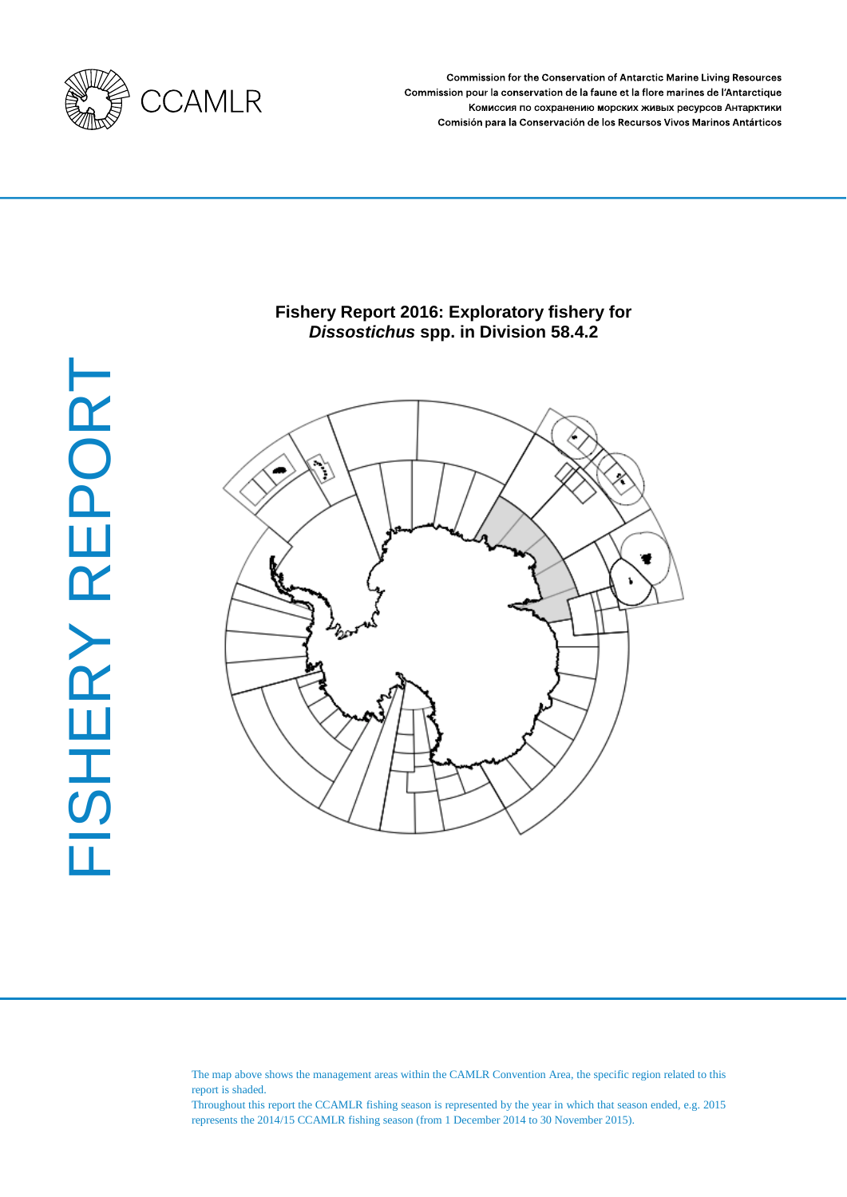CCAMLR

Commission for the Conservation of Antarctic Marine Living Resources
Commission pour la conservation de la faune et la flore marines de l'Antarctique
Комиссия по сохранению морских живых ресурсов Антарктики
Comisión para la Conservación de los Recursos Vivos Marinos Antárticos

FISHERY REPORT

# Fishery Report 2016: Exploratory fishery for *Dissostichus* spp. in Division 58.4.2

The map above shows the management areas within the CAMLR Convention Area, the specific region related to this report is shaded.
Throughout this report the CCAMLR fishing season is represented by the year in which that season ended, e.g. 2015 represents the 2014/15 CCAMLR fishing season (from 1 December 2014 to 30 November 2015).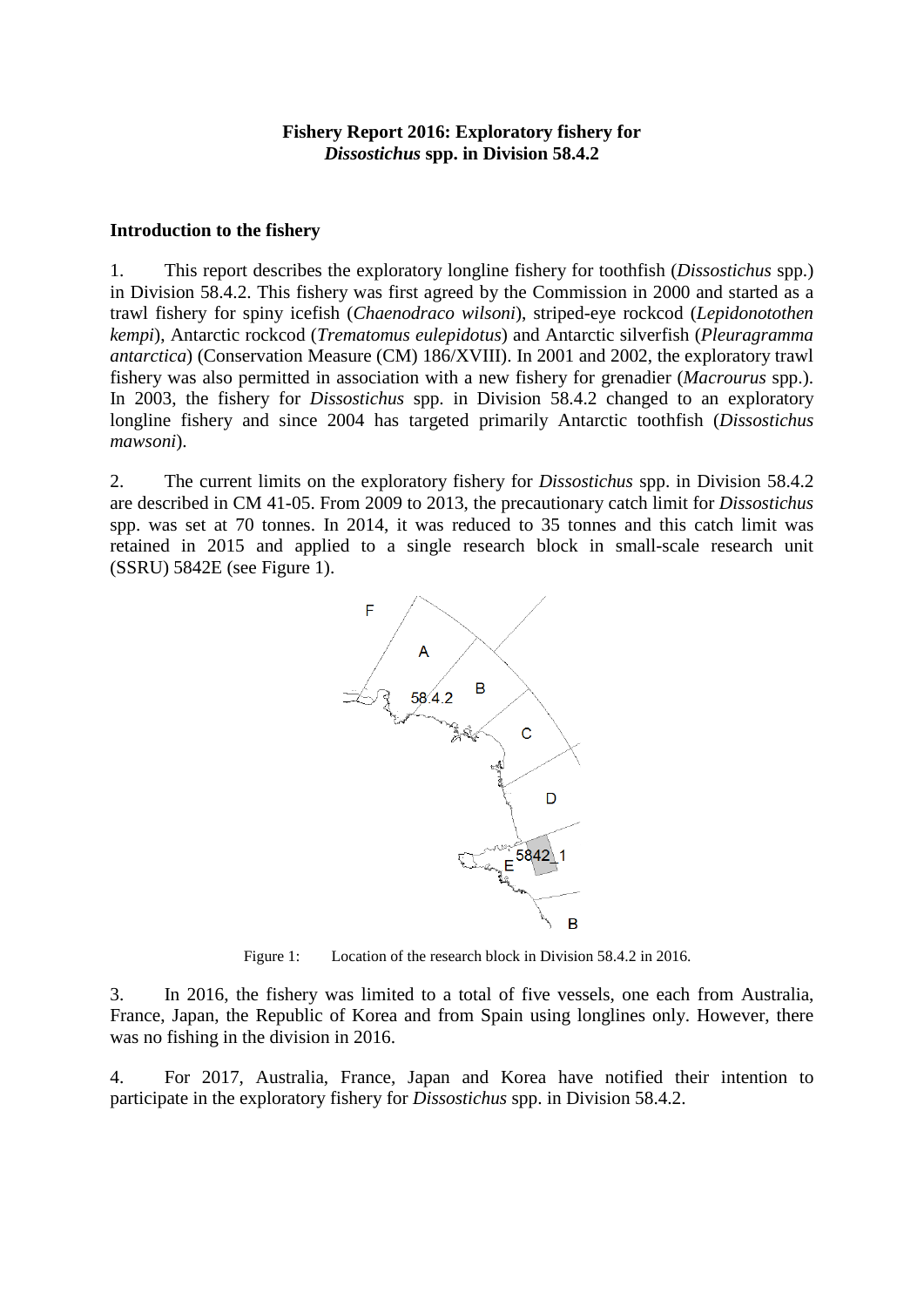**Fishery Report 2016: Exploratory fishery for *Dissostichus* spp. in Division 58.4.2**

## Introduction to the fishery

1. This report describes the exploratory longline fishery for toothfish (*Dissostichus* spp.) in Division 58.4.2. This fishery was first agreed by the Commission in 2000 and started as a trawl fishery for spiny icefish (*Chaenodraco wilsoni*), striped-eye rockcod (*Lepidonotothen kempi*), Antarctic rockcod (*Trematomus eulepidotus*) and Antarctic silverfish (*Pleuragramma antarctica*) (Conservation Measure (CM) 186/XVIII). In 2001 and 2002, the exploratory trawl fishery was also permitted in association with a new fishery for grenadier (*Macrourus* spp.). In 2003, the fishery for *Dissostichus* spp. in Division 58.4.2 changed to an exploratory longline fishery and since 2004 has targeted primarily Antarctic toothfish (*Dissostichus mawsoni*).

2. The current limits on the exploratory fishery for *Dissostichus* spp. in Division 58.4.2 are described in CM 41-05. From 2009 to 2013, the precautionary catch limit for *Dissostichus* spp. was set at 70 tonnes. In 2014, it was reduced to 35 tonnes and this catch limit was retained in 2015 and applied to a single research block in small-scale research unit (SSRU) 5842E (see Figure 1).

Figure 1: Location of the research block in Division 58.4.2 in 2016.

3. In 2016, the fishery was limited to a total of five vessels, one each from Australia, France, Japan, the Republic of Korea and from Spain using longlines only. However, there was no fishing in the division in 2016.

4. For 2017, Australia, France, Japan and Korea have notified their intention to participate in the exploratory fishery for *Dissostichus* spp. in Division 58.4.2.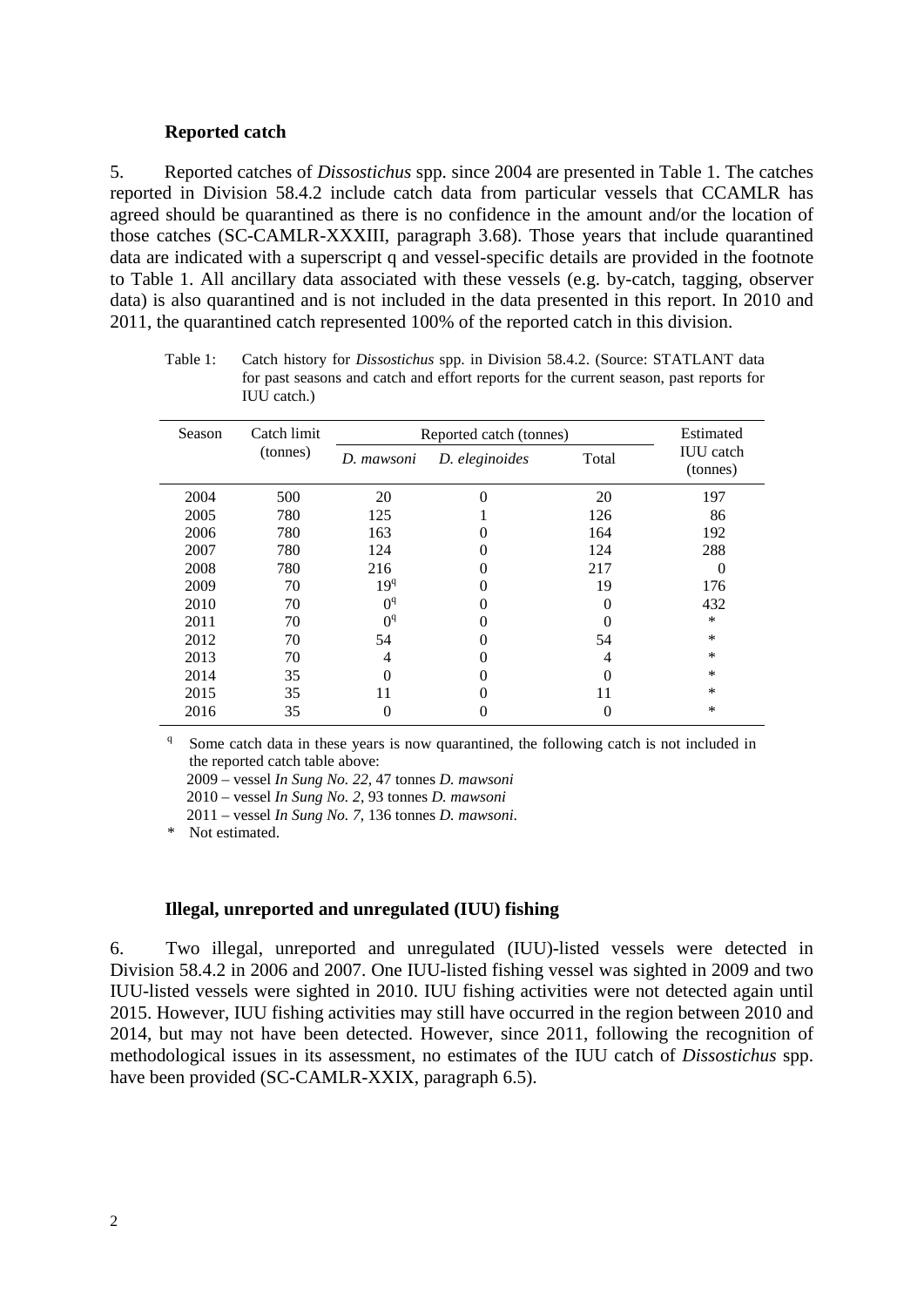### Reported catch

5. Reported catches of *Dissostichus* spp. since 2004 are presented in Table 1. The catches reported in Division 58.4.2 include catch data from particular vessels that CCAMLR has agreed should be quarantined as there is no confidence in the amount and/or the location of those catches (SC-CAMLR-XXXIII, paragraph 3.68). Those years that include quarantined data are indicated with a superscript q and vessel-specific details are provided in the footnote to Table 1. All ancillary data associated with these vessels (e.g. by-catch, tagging, observer data) is also quarantined and is not included in the data presented in this report. In 2010 and 2011, the quarantined catch represented 100% of the reported catch in this division.

Table 1: Catch history for *Dissostichus* spp. in Division 58.4.2. (Source: STATLANT data for past seasons and catch and effort reports for the current season, past reports for IUU catch.)

| Season | Catch limit (tonnes) | Reported catch (tonnes) | | | Estimated IUU catch (tonnes) |
|---|---|---|---|---|---|
| | | *D. mawsoni* | *D. eleginoides* | Total | |
| 2004 | 500 | 20 | 0 | 20 | 197 |
| 2005 | 780 | 125 | 1 | 126 | 86 |
| 2006 | 780 | 163 | 0 | 164 | 192 |
| 2007 | 780 | 124 | 0 | 124 | 288 |
| 2008 | 780 | 216 | 0 | 217 | 0 |
| 2009 | 70 | 19[q] | 0 | 19 | 176 |
| 2010 | 70 | 0[q] | 0 | 0 | 432 |
| 2011 | 70 | 0[q] | 0 | 0 | * |
| 2012 | 70 | 54 | 0 | 54 | * |
| 2013 | 70 | 4 | 0 | 4 | * |
| 2014 | 35 | 0 | 0 | 0 | * |
| 2015 | 35 | 11 | 0 | 11 | * |
| 2016 | 35 | 0 | 0 | 0 | * |

[q] Some catch data in these years is now quarantined, the following catch is not included in the reported catch table above:
2009 – vessel *In Sung No. 22*, 47 tonnes *D. mawsoni*
2010 – vessel *In Sung No. 2*, 93 tonnes *D. mawsoni*
2011 – vessel *In Sung No. 7*, 136 tonnes *D. mawsoni*.

\* Not estimated.

### Illegal, unreported and unregulated (IUU) fishing

6. Two illegal, unreported and unregulated (IUU)-listed vessels were detected in Division 58.4.2 in 2006 and 2007. One IUU-listed fishing vessel was sighted in 2009 and two IUU-listed vessels were sighted in 2010. IUU fishing activities were not detected again until 2015. However, IUU fishing activities may still have occurred in the region between 2010 and 2014, but may not have been detected. However, since 2011, following the recognition of methodological issues in its assessment, no estimates of the IUU catch of *Dissostichus* spp. have been provided (SC-CAMLR-XXIX, paragraph 6.5).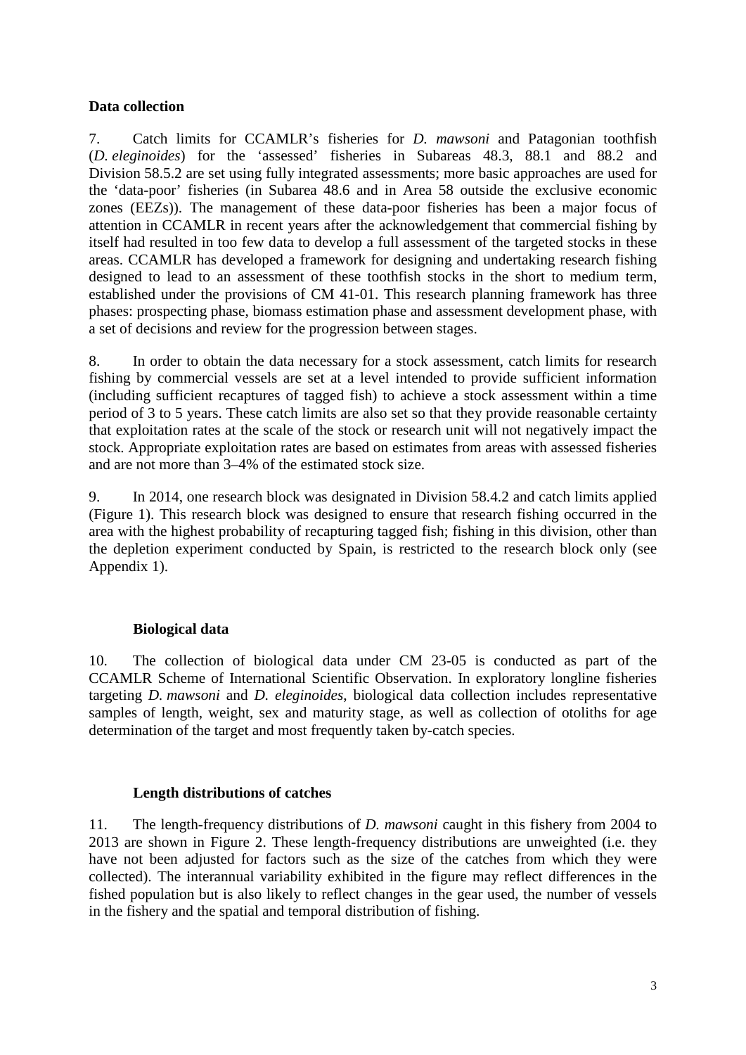## Data collection

7. Catch limits for CCAMLR's fisheries for *D. mawsoni* and Patagonian toothfish (*D. eleginoides*) for the 'assessed' fisheries in Subareas 48.3, 88.1 and 88.2 and Division 58.5.2 are set using fully integrated assessments; more basic approaches are used for the 'data-poor' fisheries (in Subarea 48.6 and in Area 58 outside the exclusive economic zones (EEZs)). The management of these data-poor fisheries has been a major focus of attention in CCAMLR in recent years after the acknowledgement that commercial fishing by itself had resulted in too few data to develop a full assessment of the targeted stocks in these areas. CCAMLR has developed a framework for designing and undertaking research fishing designed to lead to an assessment of these toothfish stocks in the short to medium term, established under the provisions of CM 41-01. This research planning framework has three phases: prospecting phase, biomass estimation phase and assessment development phase, with a set of decisions and review for the progression between stages.

8. In order to obtain the data necessary for a stock assessment, catch limits for research fishing by commercial vessels are set at a level intended to provide sufficient information (including sufficient recaptures of tagged fish) to achieve a stock assessment within a time period of 3 to 5 years. These catch limits are also set so that they provide reasonable certainty that exploitation rates at the scale of the stock or research unit will not negatively impact the stock. Appropriate exploitation rates are based on estimates from areas with assessed fisheries and are not more than 3–4% of the estimated stock size.

9. In 2014, one research block was designated in Division 58.4.2 and catch limits applied (Figure 1). This research block was designed to ensure that research fishing occurred in the area with the highest probability of recapturing tagged fish; fishing in this division, other than the depletion experiment conducted by Spain, is restricted to the research block only (see Appendix 1).

### Biological data

10. The collection of biological data under CM 23-05 is conducted as part of the CCAMLR Scheme of International Scientific Observation. In exploratory longline fisheries targeting *D. mawsoni* and *D. eleginoides*, biological data collection includes representative samples of length, weight, sex and maturity stage, as well as collection of otoliths for age determination of the target and most frequently taken by-catch species.

### Length distributions of catches

11. The length-frequency distributions of *D. mawsoni* caught in this fishery from 2004 to 2013 are shown in Figure 2. These length-frequency distributions are unweighted (i.e. they have not been adjusted for factors such as the size of the catches from which they were collected). The interannual variability exhibited in the figure may reflect differences in the fished population but is also likely to reflect changes in the gear used, the number of vessels in the fishery and the spatial and temporal distribution of fishing.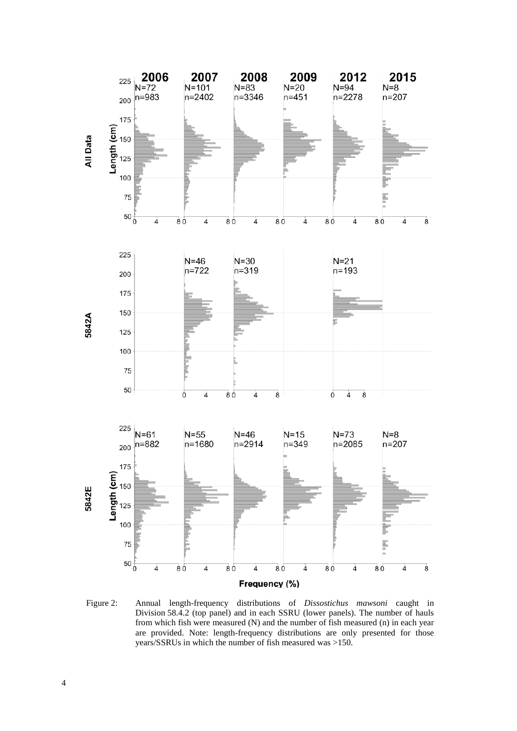Figure 2: Annual length-frequency distributions of *Dissostichus mawsoni* caught in Division 58.4.2 (top panel) and in each SSRU (lower panels). The number of hauls from which fish were measured (N) and the number of fish measured (n) in each year are provided. Note: length-frequency distributions are only presented for those years/SSRUs in which the number of fish measured was >150.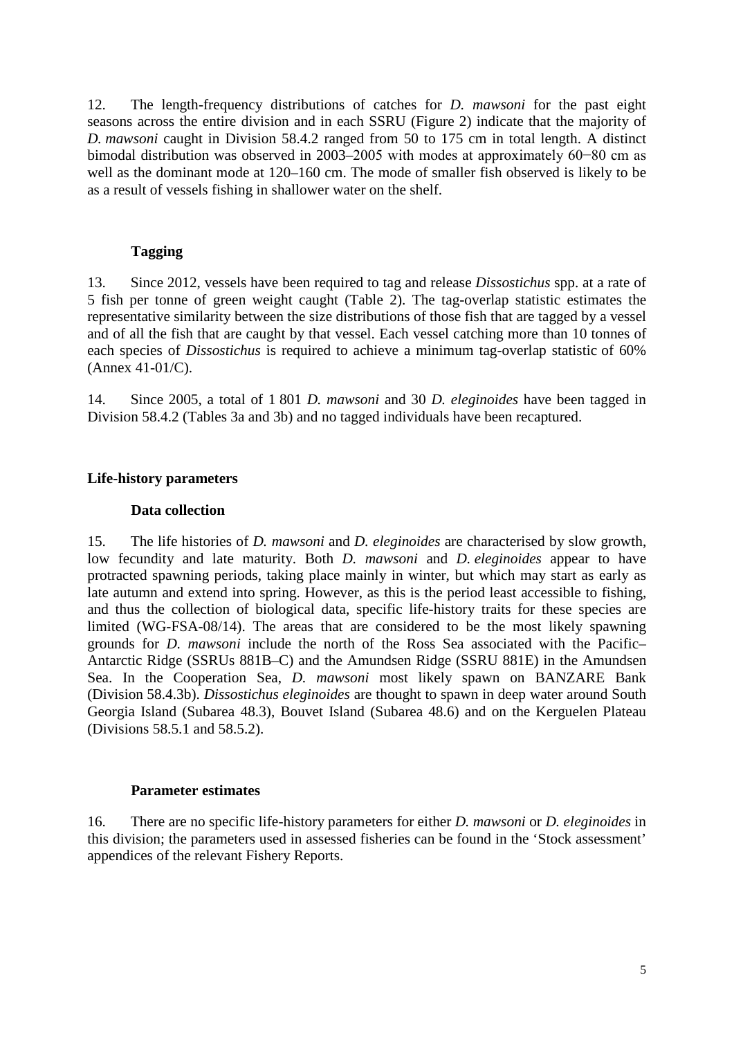12. The length-frequency distributions of catches for *D. mawsoni* for the past eight seasons across the entire division and in each SSRU (Figure 2) indicate that the majority of *D. mawsoni* caught in Division 58.4.2 ranged from 50 to 175 cm in total length. A distinct bimodal distribution was observed in 2003–2005 with modes at approximately 60−80 cm as well as the dominant mode at 120–160 cm. The mode of smaller fish observed is likely to be as a result of vessels fishing in shallower water on the shelf.

### Tagging

13. Since 2012, vessels have been required to tag and release *Dissostichus* spp. at a rate of 5 fish per tonne of green weight caught (Table 2). The tag-overlap statistic estimates the representative similarity between the size distributions of those fish that are tagged by a vessel and of all the fish that are caught by that vessel. Each vessel catching more than 10 tonnes of each species of *Dissostichus* is required to achieve a minimum tag-overlap statistic of 60% (Annex 41-01/C).

14. Since 2005, a total of 1 801 *D. mawsoni* and 30 *D. eleginoides* have been tagged in Division 58.4.2 (Tables 3a and 3b) and no tagged individuals have been recaptured.

## Life-history parameters

### Data collection

15. The life histories of *D. mawsoni* and *D. eleginoides* are characterised by slow growth, low fecundity and late maturity. Both *D. mawsoni* and *D. eleginoides* appear to have protracted spawning periods, taking place mainly in winter, but which may start as early as late autumn and extend into spring. However, as this is the period least accessible to fishing, and thus the collection of biological data, specific life-history traits for these species are limited (WG-FSA-08/14). The areas that are considered to be the most likely spawning grounds for *D. mawsoni* include the north of the Ross Sea associated with the Pacific–Antarctic Ridge (SSRUs 881B–C) and the Amundsen Ridge (SSRU 881E) in the Amundsen Sea. In the Cooperation Sea, *D. mawsoni* most likely spawn on BANZARE Bank (Division 58.4.3b). *Dissostichus eleginoides* are thought to spawn in deep water around South Georgia Island (Subarea 48.3), Bouvet Island (Subarea 48.6) and on the Kerguelen Plateau (Divisions 58.5.1 and 58.5.2).

### Parameter estimates

16. There are no specific life-history parameters for either *D. mawsoni* or *D. eleginoides* in this division; the parameters used in assessed fisheries can be found in the 'Stock assessment' appendices of the relevant Fishery Reports.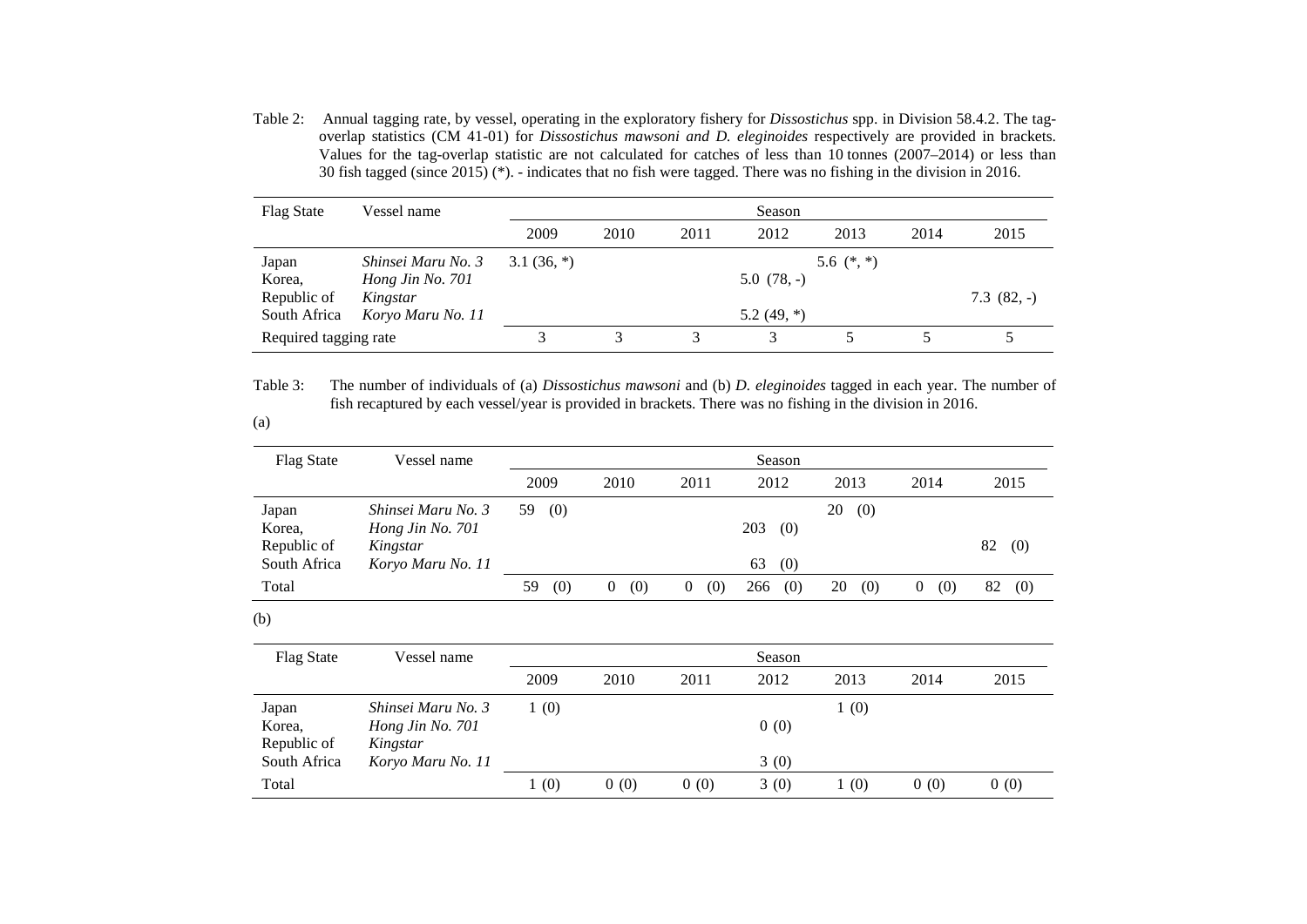Table 2: Annual tagging rate, by vessel, operating in the exploratory fishery for *Dissostichus* spp. in Division 58.4.2. The tag-overlap statistics (CM 41-01) for *Dissostichus mawsoni and D. eleginoides* respectively are provided in brackets. Values for the tag-overlap statistic are not calculated for catches of less than 10 tonnes (2007–2014) or less than 30 fish tagged (since 2015) (*). - indicates that no fish were tagged. There was no fishing in the division in 2016.

| Flag State | Vessel name | Season | | | | | | |
|---|---|---|---|---|---|---|---|---|
| | | 2009 | 2010 | 2011 | 2012 | 2013 | 2014 | 2015 |
| Japan | *Shinsei Maru No. 3* | 3.1 (36, *) | | | | 5.6 (*, *) | | |
| Korea, Republic of | *Hong Jin No. 701* | | | | 5.0 (78, -) | | | |
| Korea, Republic of | *Kingstar* | | | | | | | 7.3 (82, -) |
| South Africa | *Koryo Maru No. 11* | | | | 5.2 (49, *) | | | |
| Required tagging rate | | 3 | 3 | 3 | 3 | 5 | 5 | 5 |

Table 3: The number of individuals of (a) *Dissostichus mawsoni* and (b) *D. eleginoides* tagged in each year. The number of fish recaptured by each vessel/year is provided in brackets. There was no fishing in the division in 2016.

(a)

| Flag State | Vessel name | Season | | | | | | |
|---|---|---|---|---|---|---|---|---|
| | | 2009 | 2010 | 2011 | 2012 | 2013 | 2014 | 2015 |
| Japan | *Shinsei Maru No. 3* | 59 (0) | | | | 20 (0) | | |
| Korea, Republic of | *Hong Jin No. 701* | | | | 203 (0) | | | |
| Korea, Republic of | *Kingstar* | | | | | | | 82 (0) |
| South Africa | *Koryo Maru No. 11* | | | | 63 (0) | | | |
| Total | | 59 (0) | 0 (0) | 0 (0) | 266 (0) | 20 (0) | 0 (0) | 82 (0) |

(b)

| Flag State | Vessel name | Season | | | | | | |
|---|---|---|---|---|---|---|---|---|
| | | 2009 | 2010 | 2011 | 2012 | 2013 | 2014 | 2015 |
| Japan | *Shinsei Maru No. 3* | 1 (0) | | | | 1 (0) | | |
| Korea, Republic of | *Hong Jin No. 701* | | | | 0 (0) | | | |
| Korea, Republic of | *Kingstar* | | | | | | | |
| South Africa | *Koryo Maru No. 11* | | | | 3 (0) | | | |
| Total | | 1 (0) | 0 (0) | 0 (0) | 3 (0) | 1 (0) | 0 (0) | 0 (0) |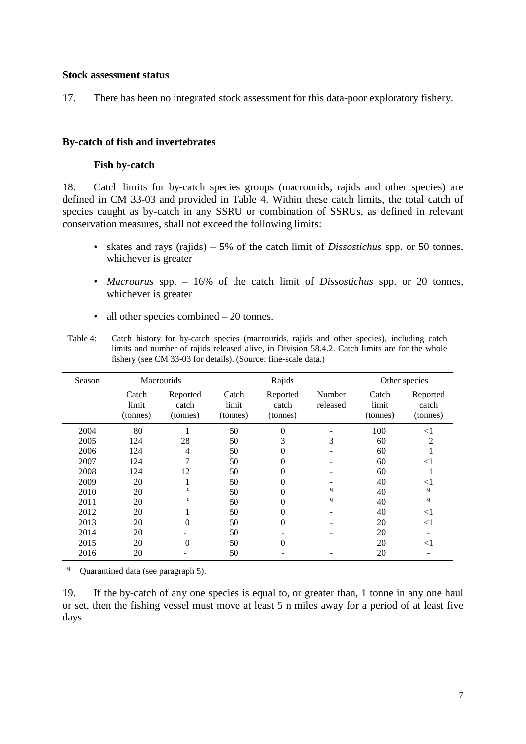**Stock assessment status**

17. There has been no integrated stock assessment for this data-poor exploratory fishery.

**By-catch of fish and invertebrates**

**Fish by-catch**

18. Catch limits for by-catch species groups (macrourids, rajids and other species) are defined in CM 33-03 and provided in Table 4. Within these catch limits, the total catch of species caught as by-catch in any SSRU or combination of SSRUs, as defined in relevant conservation measures, shall not exceed the following limits:

- skates and rays (rajids) – 5% of the catch limit of *Dissostichus* spp. or 50 tonnes, whichever is greater
- *Macrourus* spp. – 16% of the catch limit of *Dissostichus* spp. or 20 tonnes, whichever is greater
- all other species combined – 20 tonnes.

Table 4: Catch history for by-catch species (macrourids, rajids and other species), including catch limits and number of rajids released alive, in Division 58.4.2. Catch limits are for the whole fishery (see CM 33-03 for details). (Source: fine-scale data.)

| Season | Macrourids | | Rajids | | | Other species | |
|---|---|---|---|---|---|---|---|
| | Catch limit (tonnes) | Reported catch (tonnes) | Catch limit (tonnes) | Reported catch (tonnes) | Number released | Catch limit (tonnes) | Reported catch (tonnes) |
| 2004 | 80 | 1 | 50 | 0 | - | 100 | <1 |
| 2005 | 124 | 28 | 50 | 3 | 3 | 60 | 2 |
| 2006 | 124 | 4 | 50 | 0 | - | 60 | 1 |
| 2007 | 124 | 7 | 50 | 0 | - | 60 | <1 |
| 2008 | 124 | 12 | 50 | 0 | - | 60 | 1 |
| 2009 | 20 | 1 | 50 | 0 | - | 40 | <1 |
| 2010 | 20 | q | 50 | 0 | q | 40 | q |
| 2011 | 20 | q | 50 | 0 | q | 40 | q |
| 2012 | 20 | 1 | 50 | 0 | - | 40 | <1 |
| 2013 | 20 | 0 | 50 | 0 | - | 20 | <1 |
| 2014 | 20 | - | 50 | - | - | 20 | - |
| 2015 | 20 | 0 | 50 | 0 | | 20 | <1 |
| 2016 | 20 | - | 50 | - | - | 20 | - |

[q] Quarantined data (see paragraph 5).

19. If the by-catch of any one species is equal to, or greater than, 1 tonne in any one haul or set, then the fishing vessel must move at least 5 n miles away for a period of at least five days.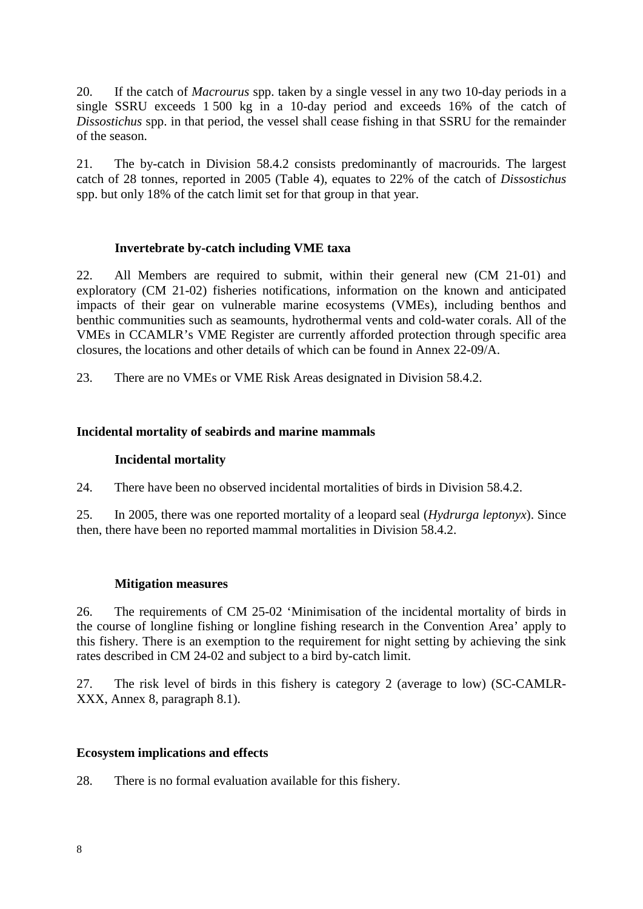20. If the catch of *Macrourus* spp. taken by a single vessel in any two 10-day periods in a single SSRU exceeds 1 500 kg in a 10-day period and exceeds 16% of the catch of *Dissostichus* spp. in that period, the vessel shall cease fishing in that SSRU for the remainder of the season.

21. The by-catch in Division 58.4.2 consists predominantly of macrourids. The largest catch of 28 tonnes, reported in 2005 (Table 4), equates to 22% of the catch of *Dissostichus* spp. but only 18% of the catch limit set for that group in that year.

### Invertebrate by-catch including VME taxa

22. All Members are required to submit, within their general new (CM 21-01) and exploratory (CM 21-02) fisheries notifications, information on the known and anticipated impacts of their gear on vulnerable marine ecosystems (VMEs), including benthos and benthic communities such as seamounts, hydrothermal vents and cold-water corals. All of the VMEs in CCAMLR's VME Register are currently afforded protection through specific area closures, the locations and other details of which can be found in Annex 22-09/A.

23. There are no VMEs or VME Risk Areas designated in Division 58.4.2.

## Incidental mortality of seabirds and marine mammals

### Incidental mortality

24. There have been no observed incidental mortalities of birds in Division 58.4.2.

25. In 2005, there was one reported mortality of a leopard seal (*Hydrurga leptonyx*). Since then, there have been no reported mammal mortalities in Division 58.4.2.

### Mitigation measures

26. The requirements of CM 25-02 'Minimisation of the incidental mortality of birds in the course of longline fishing or longline fishing research in the Convention Area' apply to this fishery. There is an exemption to the requirement for night setting by achieving the sink rates described in CM 24-02 and subject to a bird by-catch limit.

27. The risk level of birds in this fishery is category 2 (average to low) (SC-CAMLR-XXX, Annex 8, paragraph 8.1).

## Ecosystem implications and effects

28. There is no formal evaluation available for this fishery.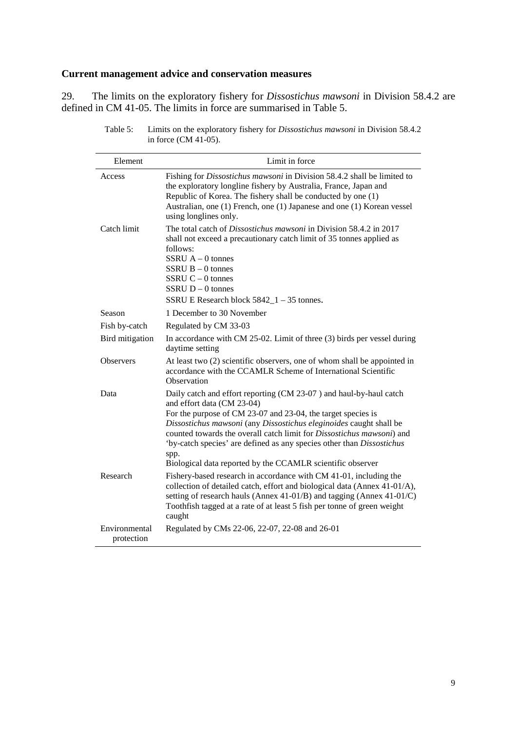## Current management advice and conservation measures

29. The limits on the exploratory fishery for *Dissostichus mawsoni* in Division 58.4.2 are defined in CM 41-05. The limits in force are summarised in Table 5.

Table 5: Limits on the exploratory fishery for *Dissostichus mawsoni* in Division 58.4.2 in force (CM 41-05).

| Element | Limit in force |
|---|---|
| Access | Fishing for *Dissostichus mawsoni* in Division 58.4.2 shall be limited to the exploratory longline fishery by Australia, France, Japan and Republic of Korea. The fishery shall be conducted by one (1) Australian, one (1) French, one (1) Japanese and one (1) Korean vessel using longlines only. |
| Catch limit | The total catch of *Dissostichus mawsoni* in Division 58.4.2 in 2017 shall not exceed a precautionary catch limit of 35 tonnes applied as follows:<br>SSRU A – 0 tonnes<br>SSRU B – 0 tonnes<br>SSRU C – 0 tonnes<br>SSRU D – 0 tonnes<br>SSRU E Research block 5842_1 – 35 tonnes. |
| Season | 1 December to 30 November |
| Fish by-catch | Regulated by CM 33-03 |
| Bird mitigation | In accordance with CM 25-02. Limit of three (3) birds per vessel during daytime setting |
| Observers | At least two (2) scientific observers, one of whom shall be appointed in accordance with the CCAMLR Scheme of International Scientific Observation |
| Data | Daily catch and effort reporting (CM 23-07 ) and haul-by-haul catch and effort data (CM 23-04)<br>For the purpose of CM 23-07 and 23-04, the target species is *Dissostichus mawsoni* (any *Dissostichus eleginoides* caught shall be counted towards the overall catch limit for *Dissostichus mawsoni*) and 'by-catch species' are defined as any species other than *Dissostichus* spp.<br>Biological data reported by the CCAMLR scientific observer |
| Research | Fishery-based research in accordance with CM 41-01, including the collection of detailed catch, effort and biological data (Annex 41-01/A), setting of research hauls (Annex 41-01/B) and tagging (Annex 41-01/C) Toothfish tagged at a rate of at least 5 fish per tonne of green weight caught |
| Environmental protection | Regulated by CMs 22-06, 22-07, 22-08 and 26-01 |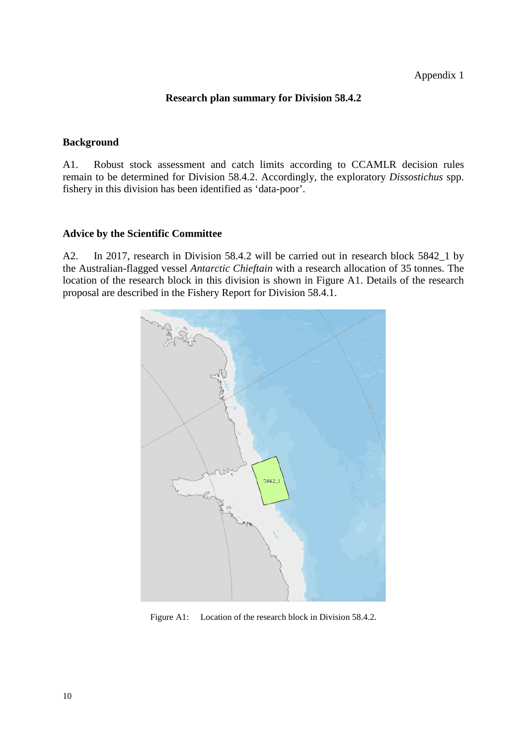Appendix 1

## Research plan summary for Division 58.4.2

### Background

A1. Robust stock assessment and catch limits according to CCAMLR decision rules remain to be determined for Division 58.4.2. Accordingly, the exploratory *Dissostichus* spp. fishery in this division has been identified as 'data-poor'.

### Advice by the Scientific Committee

A2. In 2017, research in Division 58.4.2 will be carried out in research block 5842_1 by the Australian-flagged vessel *Antarctic Chieftain* with a research allocation of 35 tonnes. The location of the research block in this division is shown in Figure A1. Details of the research proposal are described in the Fishery Report for Division 58.4.1.

5842_1

Figure A1: Location of the research block in Division 58.4.2.